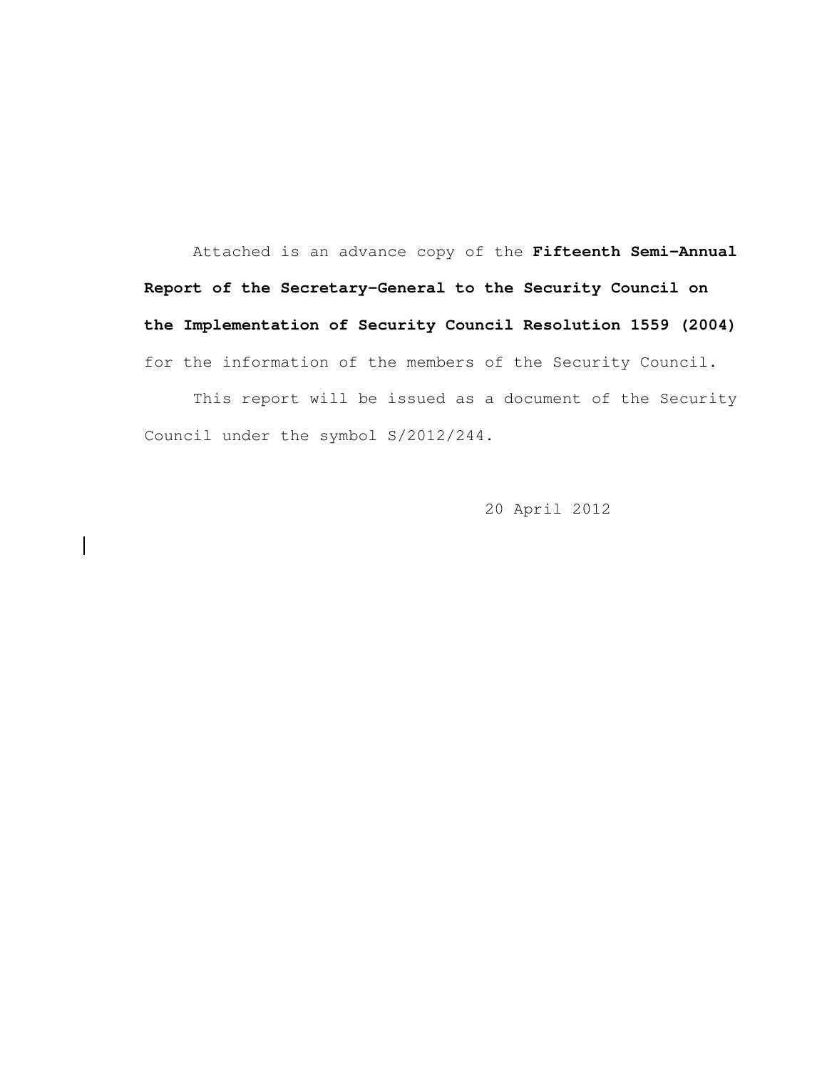Attached is an advance copy of the **Fifteenth Semi-Annual Report of the Secretary-General to the Security Council on the Implementation of Security Council Resolution 1559 (2004)** for the information of the members of the Security Council.

This report will be issued as a document of the Security Council under the symbol S/2012/244.

20 April 2012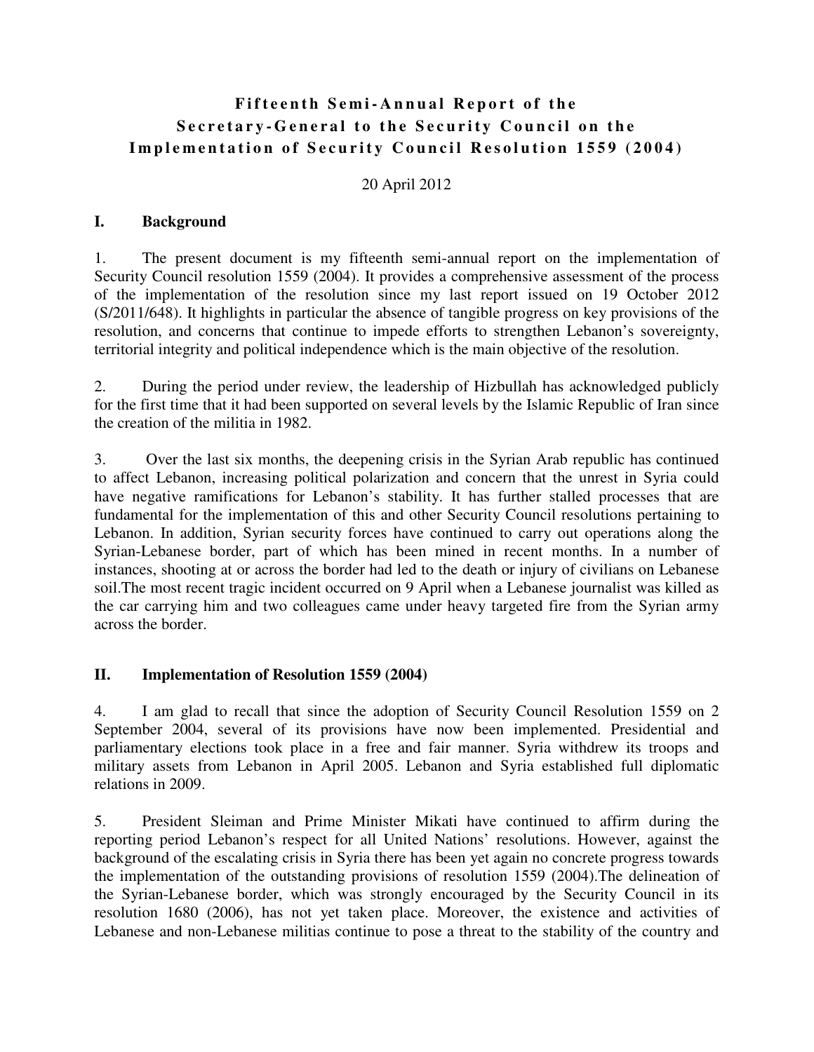# Fifteenth Semi-Annual Report of the Secretary-General to the Security Council on the Implementation of Security Council Resolution 1559 (2004)

20 April 2012

## I. Background

1. The present document is my fifteenth semi-annual report on the implementation of Security Council resolution 1559 (2004). It provides a comprehensive assessment of the process of the implementation of the resolution since my last report issued on 19 October 2012 (S/2011/648). It highlights in particular the absence of tangible progress on key provisions of the resolution, and concerns that continue to impede efforts to strengthen Lebanon's sovereignty, territorial integrity and political independence which is the main objective of the resolution.

2. During the period under review, the leadership of Hizbullah has acknowledged publicly for the first time that it had been supported on several levels by the Islamic Republic of Iran since the creation of the militia in 1982.

3. Over the last six months, the deepening crisis in the Syrian Arab republic has continued to affect Lebanon, increasing political polarization and concern that the unrest in Syria could have negative ramifications for Lebanon's stability. It has further stalled processes that are fundamental for the implementation of this and other Security Council resolutions pertaining to Lebanon. In addition, Syrian security forces have continued to carry out operations along the Syrian-Lebanese border, part of which has been mined in recent months. In a number of instances, shooting at or across the border had led to the death or injury of civilians on Lebanese soil.The most recent tragic incident occurred on 9 April when a Lebanese journalist was killed as the car carrying him and two colleagues came under heavy targeted fire from the Syrian army across the border.

## II. Implementation of Resolution 1559 (2004)

4. I am glad to recall that since the adoption of Security Council Resolution 1559 on 2 September 2004, several of its provisions have now been implemented. Presidential and parliamentary elections took place in a free and fair manner. Syria withdrew its troops and military assets from Lebanon in April 2005. Lebanon and Syria established full diplomatic relations in 2009.

5. President Sleiman and Prime Minister Mikati have continued to affirm during the reporting period Lebanon's respect for all United Nations' resolutions. However, against the background of the escalating crisis in Syria there has been yet again no concrete progress towards the implementation of the outstanding provisions of resolution 1559 (2004).The delineation of the Syrian-Lebanese border, which was strongly encouraged by the Security Council in its resolution 1680 (2006), has not yet taken place. Moreover, the existence and activities of Lebanese and non-Lebanese militias continue to pose a threat to the stability of the country and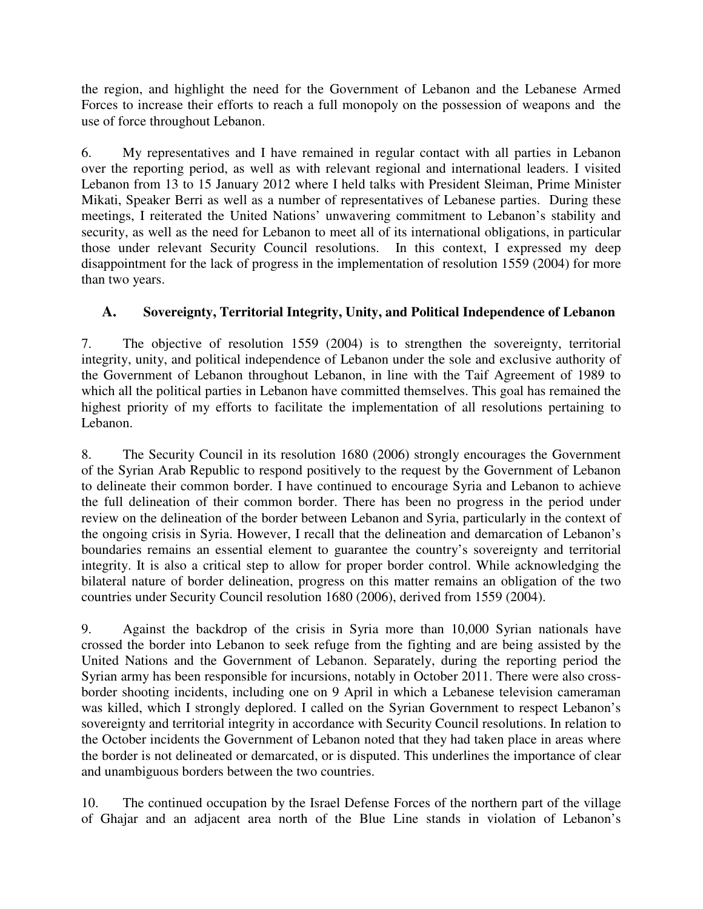the region, and highlight the need for the Government of Lebanon and the Lebanese Armed Forces to increase their efforts to reach a full monopoly on the possession of weapons and the use of force throughout Lebanon.

6. My representatives and I have remained in regular contact with all parties in Lebanon over the reporting period, as well as with relevant regional and international leaders. I visited Lebanon from 13 to 15 January 2012 where I held talks with President Sleiman, Prime Minister Mikati, Speaker Berri as well as a number of representatives of Lebanese parties. During these meetings, I reiterated the United Nations' unwavering commitment to Lebanon's stability and security, as well as the need for Lebanon to meet all of its international obligations, in particular those under relevant Security Council resolutions. In this context, I expressed my deep disappointment for the lack of progress in the implementation of resolution 1559 (2004) for more than two years.

## A. Sovereignty, Territorial Integrity, Unity, and Political Independence of Lebanon

7. The objective of resolution 1559 (2004) is to strengthen the sovereignty, territorial integrity, unity, and political independence of Lebanon under the sole and exclusive authority of the Government of Lebanon throughout Lebanon, in line with the Taif Agreement of 1989 to which all the political parties in Lebanon have committed themselves. This goal has remained the highest priority of my efforts to facilitate the implementation of all resolutions pertaining to Lebanon.

8. The Security Council in its resolution 1680 (2006) strongly encourages the Government of the Syrian Arab Republic to respond positively to the request by the Government of Lebanon to delineate their common border. I have continued to encourage Syria and Lebanon to achieve the full delineation of their common border. There has been no progress in the period under review on the delineation of the border between Lebanon and Syria, particularly in the context of the ongoing crisis in Syria. However, I recall that the delineation and demarcation of Lebanon's boundaries remains an essential element to guarantee the country's sovereignty and territorial integrity. It is also a critical step to allow for proper border control. While acknowledging the bilateral nature of border delineation, progress on this matter remains an obligation of the two countries under Security Council resolution 1680 (2006), derived from 1559 (2004).

9. Against the backdrop of the crisis in Syria more than 10,000 Syrian nationals have crossed the border into Lebanon to seek refuge from the fighting and are being assisted by the United Nations and the Government of Lebanon. Separately, during the reporting period the Syrian army has been responsible for incursions, notably in October 2011. There were also cross-border shooting incidents, including one on 9 April in which a Lebanese television cameraman was killed, which I strongly deplored. I called on the Syrian Government to respect Lebanon's sovereignty and territorial integrity in accordance with Security Council resolutions. In relation to the October incidents the Government of Lebanon noted that they had taken place in areas where the border is not delineated or demarcated, or is disputed. This underlines the importance of clear and unambiguous borders between the two countries.

10. The continued occupation by the Israel Defense Forces of the northern part of the village of Ghajar and an adjacent area north of the Blue Line stands in violation of Lebanon's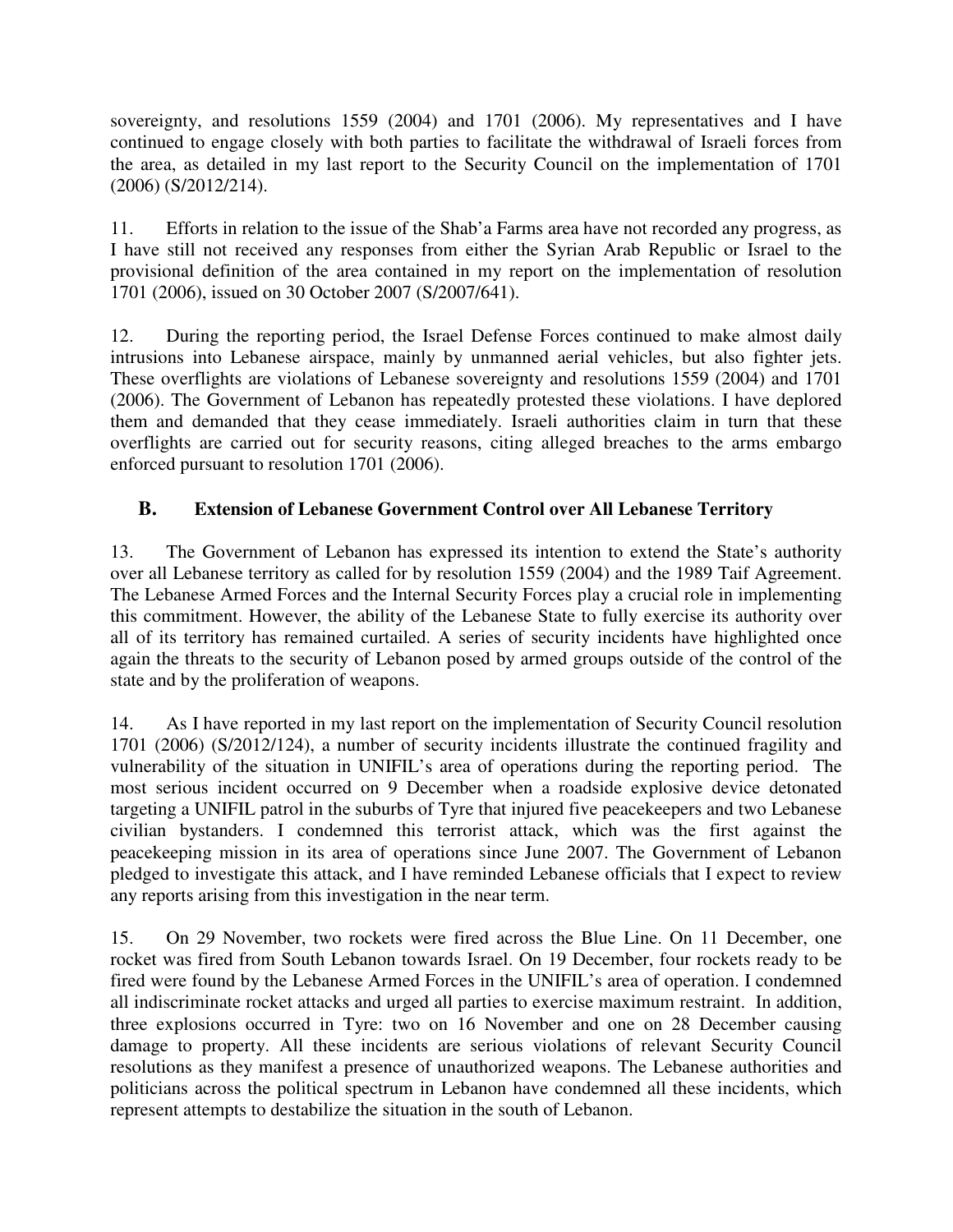sovereignty, and resolutions 1559 (2004) and 1701 (2006). My representatives and I have continued to engage closely with both parties to facilitate the withdrawal of Israeli forces from the area, as detailed in my last report to the Security Council on the implementation of 1701 (2006) (S/2012/214).

11. Efforts in relation to the issue of the Shab'a Farms area have not recorded any progress, as I have still not received any responses from either the Syrian Arab Republic or Israel to the provisional definition of the area contained in my report on the implementation of resolution 1701 (2006), issued on 30 October 2007 (S/2007/641).

12. During the reporting period, the Israel Defense Forces continued to make almost daily intrusions into Lebanese airspace, mainly by unmanned aerial vehicles, but also fighter jets. These overflights are violations of Lebanese sovereignty and resolutions 1559 (2004) and 1701 (2006). The Government of Lebanon has repeatedly protested these violations. I have deplored them and demanded that they cease immediately. Israeli authorities claim in turn that these overflights are carried out for security reasons, citing alleged breaches to the arms embargo enforced pursuant to resolution 1701 (2006).

## B. Extension of Lebanese Government Control over All Lebanese Territory

13. The Government of Lebanon has expressed its intention to extend the State's authority over all Lebanese territory as called for by resolution 1559 (2004) and the 1989 Taif Agreement. The Lebanese Armed Forces and the Internal Security Forces play a crucial role in implementing this commitment. However, the ability of the Lebanese State to fully exercise its authority over all of its territory has remained curtailed. A series of security incidents have highlighted once again the threats to the security of Lebanon posed by armed groups outside of the control of the state and by the proliferation of weapons.

14. As I have reported in my last report on the implementation of Security Council resolution 1701 (2006) (S/2012/124), a number of security incidents illustrate the continued fragility and vulnerability of the situation in UNIFIL's area of operations during the reporting period. The most serious incident occurred on 9 December when a roadside explosive device detonated targeting a UNIFIL patrol in the suburbs of Tyre that injured five peacekeepers and two Lebanese civilian bystanders. I condemned this terrorist attack, which was the first against the peacekeeping mission in its area of operations since June 2007. The Government of Lebanon pledged to investigate this attack, and I have reminded Lebanese officials that I expect to review any reports arising from this investigation in the near term.

15. On 29 November, two rockets were fired across the Blue Line. On 11 December, one rocket was fired from South Lebanon towards Israel. On 19 December, four rockets ready to be fired were found by the Lebanese Armed Forces in the UNIFIL's area of operation. I condemned all indiscriminate rocket attacks and urged all parties to exercise maximum restraint. In addition, three explosions occurred in Tyre: two on 16 November and one on 28 December causing damage to property. All these incidents are serious violations of relevant Security Council resolutions as they manifest a presence of unauthorized weapons. The Lebanese authorities and politicians across the political spectrum in Lebanon have condemned all these incidents, which represent attempts to destabilize the situation in the south of Lebanon.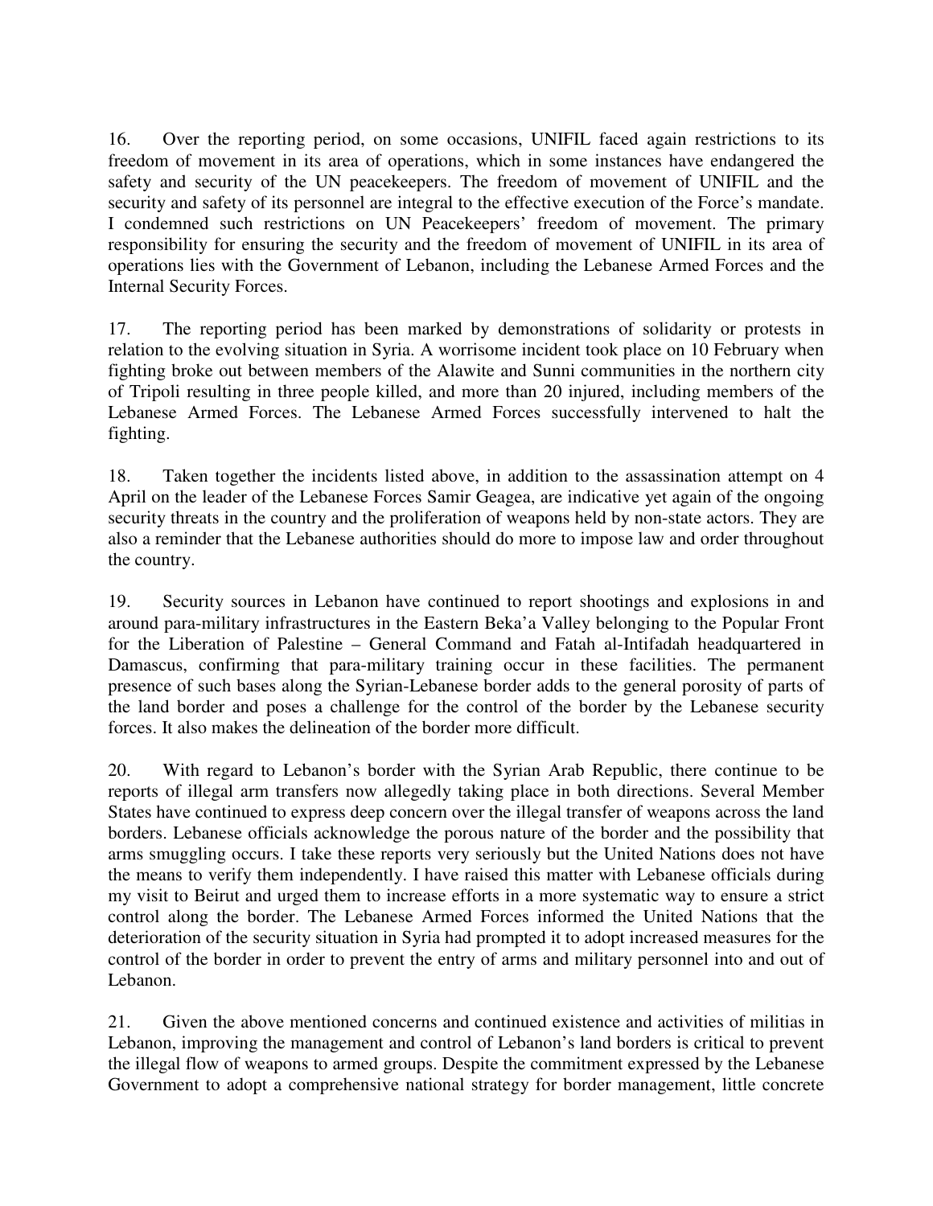16. Over the reporting period, on some occasions, UNIFIL faced again restrictions to its freedom of movement in its area of operations, which in some instances have endangered the safety and security of the UN peacekeepers. The freedom of movement of UNIFIL and the security and safety of its personnel are integral to the effective execution of the Force's mandate. I condemned such restrictions on UN Peacekeepers' freedom of movement. The primary responsibility for ensuring the security and the freedom of movement of UNIFIL in its area of operations lies with the Government of Lebanon, including the Lebanese Armed Forces and the Internal Security Forces.

17. The reporting period has been marked by demonstrations of solidarity or protests in relation to the evolving situation in Syria. A worrisome incident took place on 10 February when fighting broke out between members of the Alawite and Sunni communities in the northern city of Tripoli resulting in three people killed, and more than 20 injured, including members of the Lebanese Armed Forces. The Lebanese Armed Forces successfully intervened to halt the fighting.

18. Taken together the incidents listed above, in addition to the assassination attempt on 4 April on the leader of the Lebanese Forces Samir Geagea, are indicative yet again of the ongoing security threats in the country and the proliferation of weapons held by non-state actors. They are also a reminder that the Lebanese authorities should do more to impose law and order throughout the country.

19. Security sources in Lebanon have continued to report shootings and explosions in and around para-military infrastructures in the Eastern Beka'a Valley belonging to the Popular Front for the Liberation of Palestine – General Command and Fatah al-Intifadah headquartered in Damascus, confirming that para-military training occur in these facilities. The permanent presence of such bases along the Syrian-Lebanese border adds to the general porosity of parts of the land border and poses a challenge for the control of the border by the Lebanese security forces. It also makes the delineation of the border more difficult.

20. With regard to Lebanon's border with the Syrian Arab Republic, there continue to be reports of illegal arm transfers now allegedly taking place in both directions. Several Member States have continued to express deep concern over the illegal transfer of weapons across the land borders. Lebanese officials acknowledge the porous nature of the border and the possibility that arms smuggling occurs. I take these reports very seriously but the United Nations does not have the means to verify them independently. I have raised this matter with Lebanese officials during my visit to Beirut and urged them to increase efforts in a more systematic way to ensure a strict control along the border. The Lebanese Armed Forces informed the United Nations that the deterioration of the security situation in Syria had prompted it to adopt increased measures for the control of the border in order to prevent the entry of arms and military personnel into and out of Lebanon.

21. Given the above mentioned concerns and continued existence and activities of militias in Lebanon, improving the management and control of Lebanon's land borders is critical to prevent the illegal flow of weapons to armed groups. Despite the commitment expressed by the Lebanese Government to adopt a comprehensive national strategy for border management, little concrete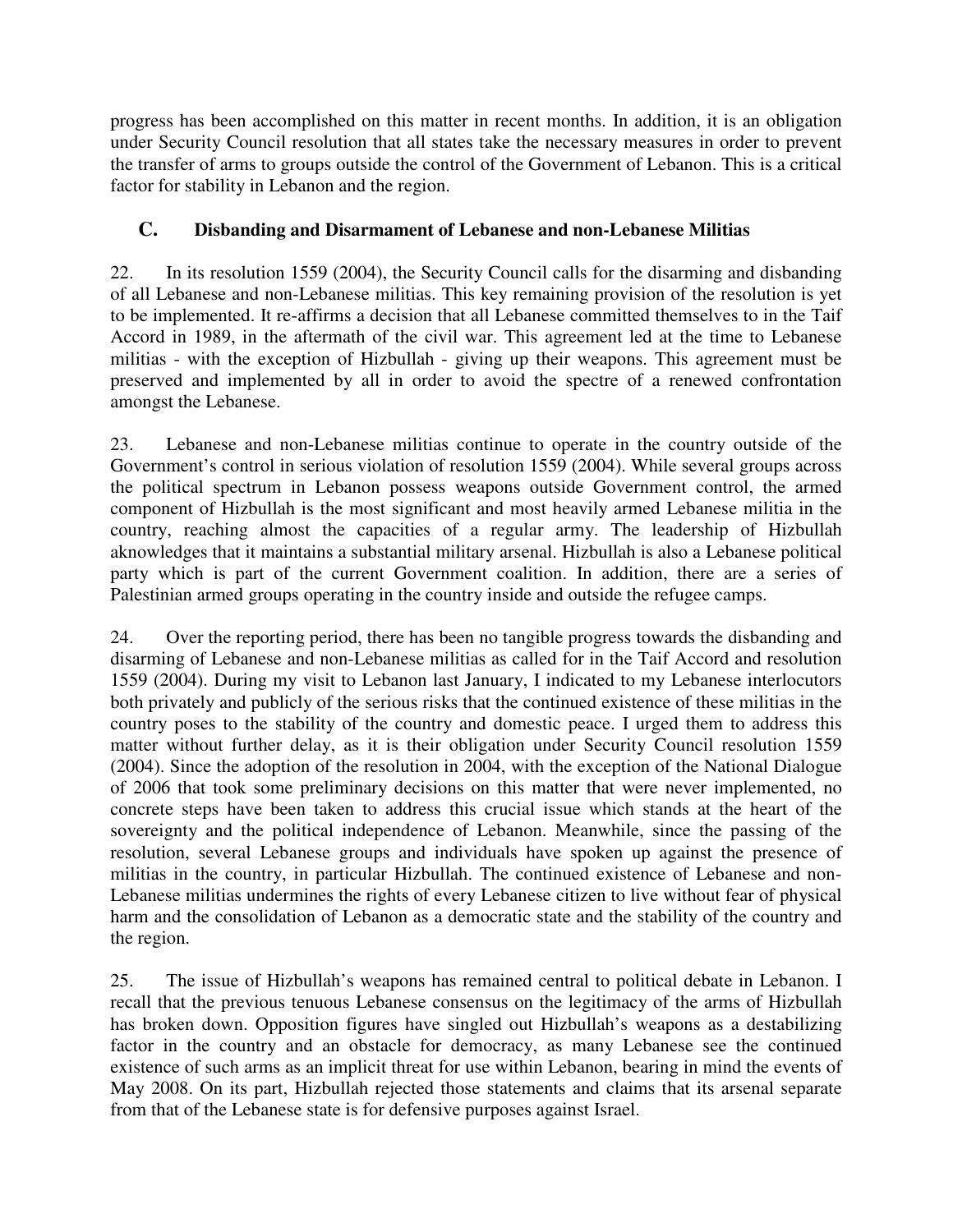progress has been accomplished on this matter in recent months. In addition, it is an obligation under Security Council resolution that all states take the necessary measures in order to prevent the transfer of arms to groups outside the control of the Government of Lebanon. This is a critical factor for stability in Lebanon and the region.

## C. Disbanding and Disarmament of Lebanese and non-Lebanese Militias

22. In its resolution 1559 (2004), the Security Council calls for the disarming and disbanding of all Lebanese and non-Lebanese militias. This key remaining provision of the resolution is yet to be implemented. It re-affirms a decision that all Lebanese committed themselves to in the Taif Accord in 1989, in the aftermath of the civil war. This agreement led at the time to Lebanese militias - with the exception of Hizbullah - giving up their weapons. This agreement must be preserved and implemented by all in order to avoid the spectre of a renewed confrontation amongst the Lebanese.

23. Lebanese and non-Lebanese militias continue to operate in the country outside of the Government's control in serious violation of resolution 1559 (2004). While several groups across the political spectrum in Lebanon possess weapons outside Government control, the armed component of Hizbullah is the most significant and most heavily armed Lebanese militia in the country, reaching almost the capacities of a regular army. The leadership of Hizbullah aknowledges that it maintains a substantial military arsenal. Hizbullah is also a Lebanese political party which is part of the current Government coalition. In addition, there are a series of Palestinian armed groups operating in the country inside and outside the refugee camps.

24. Over the reporting period, there has been no tangible progress towards the disbanding and disarming of Lebanese and non-Lebanese militias as called for in the Taif Accord and resolution 1559 (2004). During my visit to Lebanon last January, I indicated to my Lebanese interlocutors both privately and publicly of the serious risks that the continued existence of these militias in the country poses to the stability of the country and domestic peace. I urged them to address this matter without further delay, as it is their obligation under Security Council resolution 1559 (2004). Since the adoption of the resolution in 2004, with the exception of the National Dialogue of 2006 that took some preliminary decisions on this matter that were never implemented, no concrete steps have been taken to address this crucial issue which stands at the heart of the sovereignty and the political independence of Lebanon. Meanwhile, since the passing of the resolution, several Lebanese groups and individuals have spoken up against the presence of militias in the country, in particular Hizbullah. The continued existence of Lebanese and non-Lebanese militias undermines the rights of every Lebanese citizen to live without fear of physical harm and the consolidation of Lebanon as a democratic state and the stability of the country and the region.

25. The issue of Hizbullah's weapons has remained central to political debate in Lebanon. I recall that the previous tenuous Lebanese consensus on the legitimacy of the arms of Hizbullah has broken down. Opposition figures have singled out Hizbullah's weapons as a destabilizing factor in the country and an obstacle for democracy, as many Lebanese see the continued existence of such arms as an implicit threat for use within Lebanon, bearing in mind the events of May 2008. On its part, Hizbullah rejected those statements and claims that its arsenal separate from that of the Lebanese state is for defensive purposes against Israel.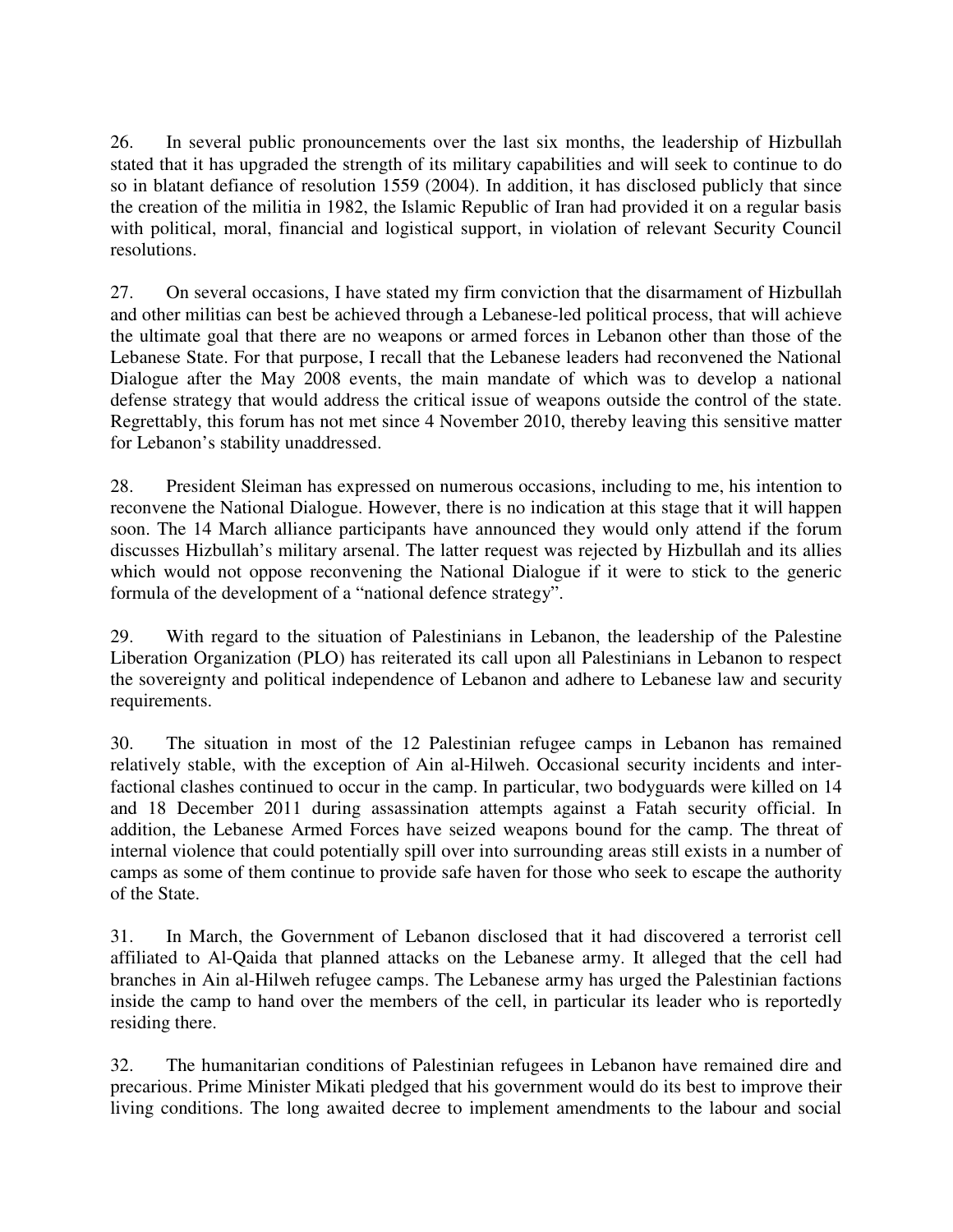26. In several public pronouncements over the last six months, the leadership of Hizbullah stated that it has upgraded the strength of its military capabilities and will seek to continue to do so in blatant defiance of resolution 1559 (2004). In addition, it has disclosed publicly that since the creation of the militia in 1982, the Islamic Republic of Iran had provided it on a regular basis with political, moral, financial and logistical support, in violation of relevant Security Council resolutions.

27. On several occasions, I have stated my firm conviction that the disarmament of Hizbullah and other militias can best be achieved through a Lebanese-led political process, that will achieve the ultimate goal that there are no weapons or armed forces in Lebanon other than those of the Lebanese State. For that purpose, I recall that the Lebanese leaders had reconvened the National Dialogue after the May 2008 events, the main mandate of which was to develop a national defense strategy that would address the critical issue of weapons outside the control of the state. Regrettably, this forum has not met since 4 November 2010, thereby leaving this sensitive matter for Lebanon's stability unaddressed.

28. President Sleiman has expressed on numerous occasions, including to me, his intention to reconvene the National Dialogue. However, there is no indication at this stage that it will happen soon. The 14 March alliance participants have announced they would only attend if the forum discusses Hizbullah's military arsenal. The latter request was rejected by Hizbullah and its allies which would not oppose reconvening the National Dialogue if it were to stick to the generic formula of the development of a "national defence strategy".

29. With regard to the situation of Palestinians in Lebanon, the leadership of the Palestine Liberation Organization (PLO) has reiterated its call upon all Palestinians in Lebanon to respect the sovereignty and political independence of Lebanon and adhere to Lebanese law and security requirements.

30. The situation in most of the 12 Palestinian refugee camps in Lebanon has remained relatively stable, with the exception of Ain al-Hilweh. Occasional security incidents and inter-factional clashes continued to occur in the camp. In particular, two bodyguards were killed on 14 and 18 December 2011 during assassination attempts against a Fatah security official. In addition, the Lebanese Armed Forces have seized weapons bound for the camp. The threat of internal violence that could potentially spill over into surrounding areas still exists in a number of camps as some of them continue to provide safe haven for those who seek to escape the authority of the State.

31. In March, the Government of Lebanon disclosed that it had discovered a terrorist cell affiliated to Al-Qaida that planned attacks on the Lebanese army. It alleged that the cell had branches in Ain al-Hilweh refugee camps. The Lebanese army has urged the Palestinian factions inside the camp to hand over the members of the cell, in particular its leader who is reportedly residing there.

32. The humanitarian conditions of Palestinian refugees in Lebanon have remained dire and precarious. Prime Minister Mikati pledged that his government would do its best to improve their living conditions. The long awaited decree to implement amendments to the labour and social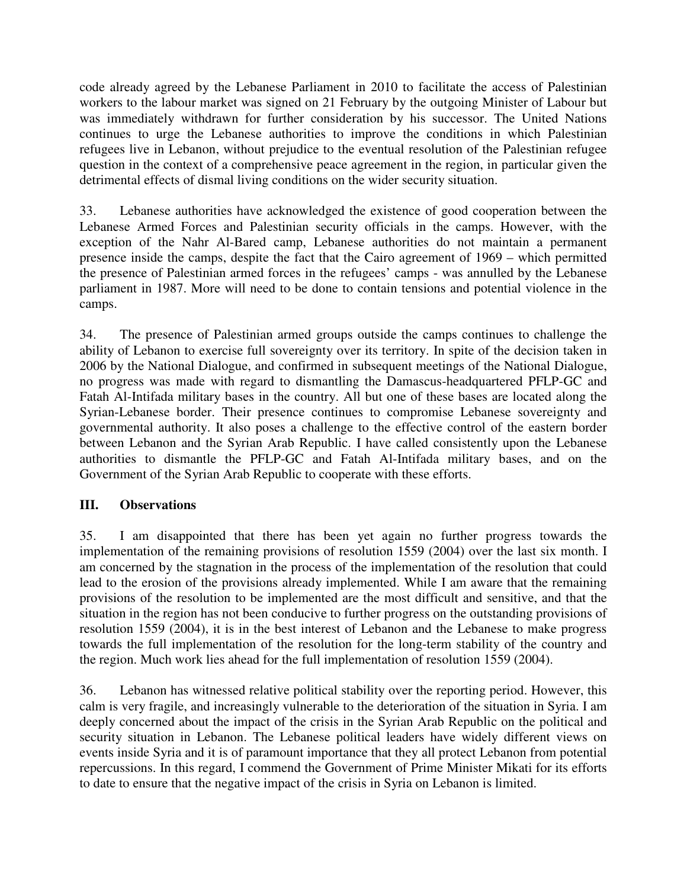code already agreed by the Lebanese Parliament in 2010 to facilitate the access of Palestinian workers to the labour market was signed on 21 February by the outgoing Minister of Labour but was immediately withdrawn for further consideration by his successor. The United Nations continues to urge the Lebanese authorities to improve the conditions in which Palestinian refugees live in Lebanon, without prejudice to the eventual resolution of the Palestinian refugee question in the context of a comprehensive peace agreement in the region, in particular given the detrimental effects of dismal living conditions on the wider security situation.

33. Lebanese authorities have acknowledged the existence of good cooperation between the Lebanese Armed Forces and Palestinian security officials in the camps. However, with the exception of the Nahr Al-Bared camp, Lebanese authorities do not maintain a permanent presence inside the camps, despite the fact that the Cairo agreement of 1969 – which permitted the presence of Palestinian armed forces in the refugees' camps - was annulled by the Lebanese parliament in 1987. More will need to be done to contain tensions and potential violence in the camps.

34. The presence of Palestinian armed groups outside the camps continues to challenge the ability of Lebanon to exercise full sovereignty over its territory. In spite of the decision taken in 2006 by the National Dialogue, and confirmed in subsequent meetings of the National Dialogue, no progress was made with regard to dismantling the Damascus-headquartered PFLP-GC and Fatah Al-Intifada military bases in the country. All but one of these bases are located along the Syrian-Lebanese border. Their presence continues to compromise Lebanese sovereignty and governmental authority. It also poses a challenge to the effective control of the eastern border between Lebanon and the Syrian Arab Republic. I have called consistently upon the Lebanese authorities to dismantle the PFLP-GC and Fatah Al-Intifada military bases, and on the Government of the Syrian Arab Republic to cooperate with these efforts.

## III. Observations

35. I am disappointed that there has been yet again no further progress towards the implementation of the remaining provisions of resolution 1559 (2004) over the last six month. I am concerned by the stagnation in the process of the implementation of the resolution that could lead to the erosion of the provisions already implemented. While I am aware that the remaining provisions of the resolution to be implemented are the most difficult and sensitive, and that the situation in the region has not been conducive to further progress on the outstanding provisions of resolution 1559 (2004), it is in the best interest of Lebanon and the Lebanese to make progress towards the full implementation of the resolution for the long-term stability of the country and the region. Much work lies ahead for the full implementation of resolution 1559 (2004).

36. Lebanon has witnessed relative political stability over the reporting period. However, this calm is very fragile, and increasingly vulnerable to the deterioration of the situation in Syria. I am deeply concerned about the impact of the crisis in the Syrian Arab Republic on the political and security situation in Lebanon. The Lebanese political leaders have widely different views on events inside Syria and it is of paramount importance that they all protect Lebanon from potential repercussions. In this regard, I commend the Government of Prime Minister Mikati for its efforts to date to ensure that the negative impact of the crisis in Syria on Lebanon is limited.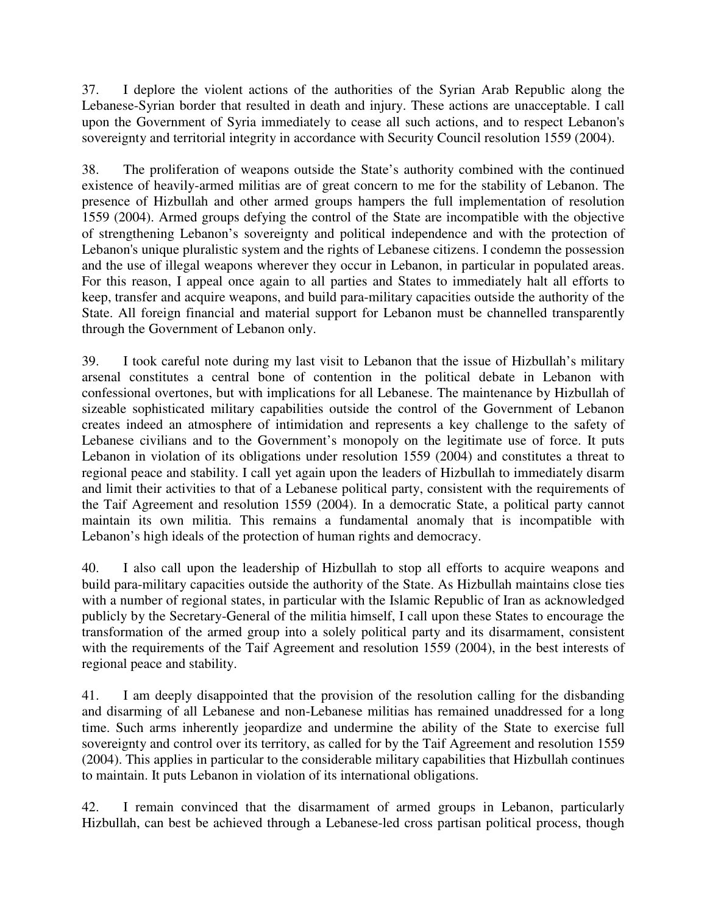37. I deplore the violent actions of the authorities of the Syrian Arab Republic along the Lebanese-Syrian border that resulted in death and injury. These actions are unacceptable. I call upon the Government of Syria immediately to cease all such actions, and to respect Lebanon's sovereignty and territorial integrity in accordance with Security Council resolution 1559 (2004).

38. The proliferation of weapons outside the State's authority combined with the continued existence of heavily-armed militias are of great concern to me for the stability of Lebanon. The presence of Hizbullah and other armed groups hampers the full implementation of resolution 1559 (2004). Armed groups defying the control of the State are incompatible with the objective of strengthening Lebanon's sovereignty and political independence and with the protection of Lebanon's unique pluralistic system and the rights of Lebanese citizens. I condemn the possession and the use of illegal weapons wherever they occur in Lebanon, in particular in populated areas. For this reason, I appeal once again to all parties and States to immediately halt all efforts to keep, transfer and acquire weapons, and build para-military capacities outside the authority of the State. All foreign financial and material support for Lebanon must be channelled transparently through the Government of Lebanon only.

39. I took careful note during my last visit to Lebanon that the issue of Hizbullah's military arsenal constitutes a central bone of contention in the political debate in Lebanon with confessional overtones, but with implications for all Lebanese. The maintenance by Hizbullah of sizeable sophisticated military capabilities outside the control of the Government of Lebanon creates indeed an atmosphere of intimidation and represents a key challenge to the safety of Lebanese civilians and to the Government's monopoly on the legitimate use of force. It puts Lebanon in violation of its obligations under resolution 1559 (2004) and constitutes a threat to regional peace and stability. I call yet again upon the leaders of Hizbullah to immediately disarm and limit their activities to that of a Lebanese political party, consistent with the requirements of the Taif Agreement and resolution 1559 (2004). In a democratic State, a political party cannot maintain its own militia. This remains a fundamental anomaly that is incompatible with Lebanon's high ideals of the protection of human rights and democracy.

40. I also call upon the leadership of Hizbullah to stop all efforts to acquire weapons and build para-military capacities outside the authority of the State. As Hizbullah maintains close ties with a number of regional states, in particular with the Islamic Republic of Iran as acknowledged publicly by the Secretary-General of the militia himself, I call upon these States to encourage the transformation of the armed group into a solely political party and its disarmament, consistent with the requirements of the Taif Agreement and resolution 1559 (2004), in the best interests of regional peace and stability.

41. I am deeply disappointed that the provision of the resolution calling for the disbanding and disarming of all Lebanese and non-Lebanese militias has remained unaddressed for a long time. Such arms inherently jeopardize and undermine the ability of the State to exercise full sovereignty and control over its territory, as called for by the Taif Agreement and resolution 1559 (2004). This applies in particular to the considerable military capabilities that Hizbullah continues to maintain. It puts Lebanon in violation of its international obligations.

42. I remain convinced that the disarmament of armed groups in Lebanon, particularly Hizbullah, can best be achieved through a Lebanese-led cross partisan political process, though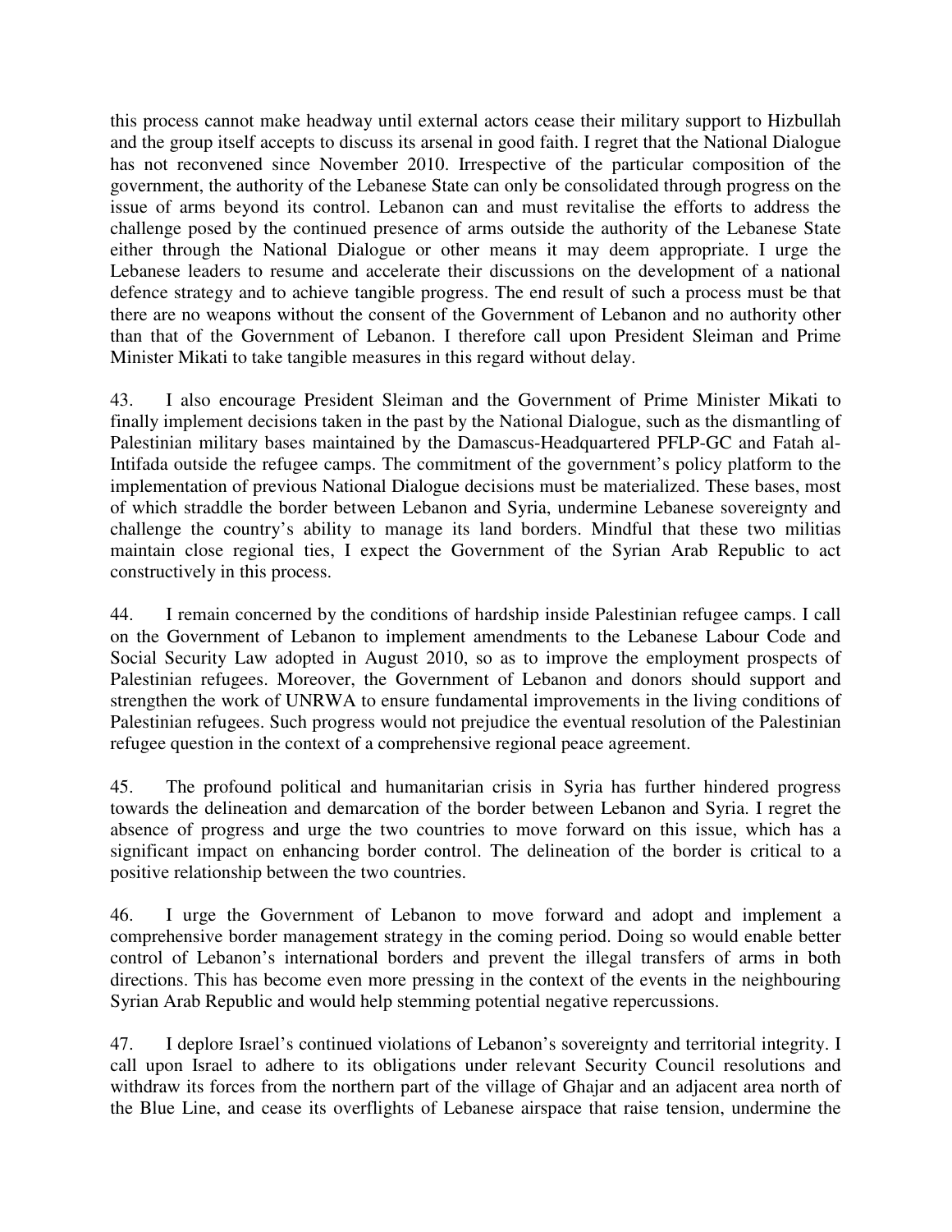this process cannot make headway until external actors cease their military support to Hizbullah and the group itself accepts to discuss its arsenal in good faith. I regret that the National Dialogue has not reconvened since November 2010. Irrespective of the particular composition of the government, the authority of the Lebanese State can only be consolidated through progress on the issue of arms beyond its control. Lebanon can and must revitalise the efforts to address the challenge posed by the continued presence of arms outside the authority of the Lebanese State either through the National Dialogue or other means it may deem appropriate. I urge the Lebanese leaders to resume and accelerate their discussions on the development of a national defence strategy and to achieve tangible progress. The end result of such a process must be that there are no weapons without the consent of the Government of Lebanon and no authority other than that of the Government of Lebanon. I therefore call upon President Sleiman and Prime Minister Mikati to take tangible measures in this regard without delay.

43. I also encourage President Sleiman and the Government of Prime Minister Mikati to finally implement decisions taken in the past by the National Dialogue, such as the dismantling of Palestinian military bases maintained by the Damascus-Headquartered PFLP-GC and Fatah al-Intifada outside the refugee camps. The commitment of the government's policy platform to the implementation of previous National Dialogue decisions must be materialized. These bases, most of which straddle the border between Lebanon and Syria, undermine Lebanese sovereignty and challenge the country's ability to manage its land borders. Mindful that these two militias maintain close regional ties, I expect the Government of the Syrian Arab Republic to act constructively in this process.

44. I remain concerned by the conditions of hardship inside Palestinian refugee camps. I call on the Government of Lebanon to implement amendments to the Lebanese Labour Code and Social Security Law adopted in August 2010, so as to improve the employment prospects of Palestinian refugees. Moreover, the Government of Lebanon and donors should support and strengthen the work of UNRWA to ensure fundamental improvements in the living conditions of Palestinian refugees. Such progress would not prejudice the eventual resolution of the Palestinian refugee question in the context of a comprehensive regional peace agreement.

45. The profound political and humanitarian crisis in Syria has further hindered progress towards the delineation and demarcation of the border between Lebanon and Syria. I regret the absence of progress and urge the two countries to move forward on this issue, which has a significant impact on enhancing border control. The delineation of the border is critical to a positive relationship between the two countries.

46. I urge the Government of Lebanon to move forward and adopt and implement a comprehensive border management strategy in the coming period. Doing so would enable better control of Lebanon's international borders and prevent the illegal transfers of arms in both directions. This has become even more pressing in the context of the events in the neighbouring Syrian Arab Republic and would help stemming potential negative repercussions.

47. I deplore Israel's continued violations of Lebanon's sovereignty and territorial integrity. I call upon Israel to adhere to its obligations under relevant Security Council resolutions and withdraw its forces from the northern part of the village of Ghajar and an adjacent area north of the Blue Line, and cease its overflights of Lebanese airspace that raise tension, undermine the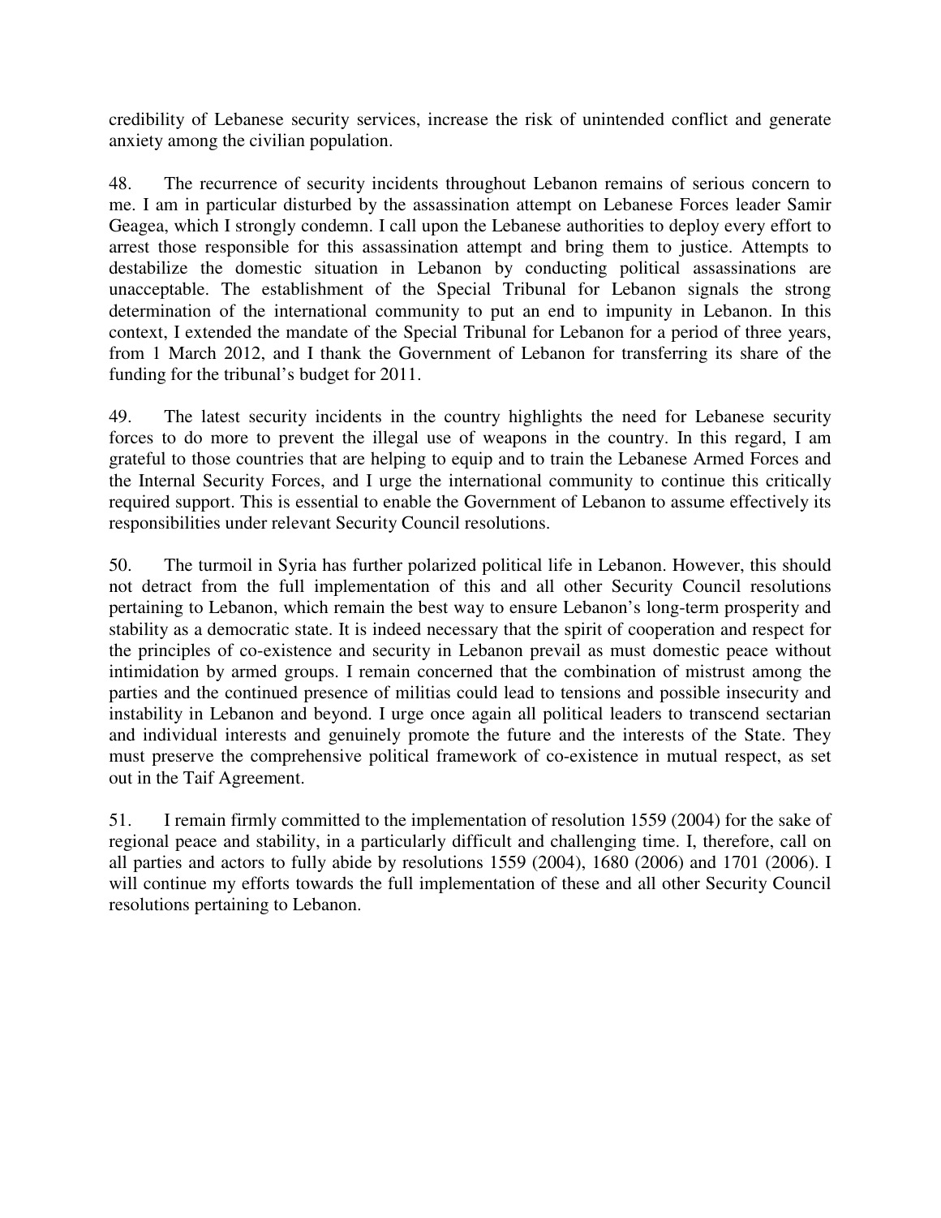credibility of Lebanese security services, increase the risk of unintended conflict and generate anxiety among the civilian population.

48. The recurrence of security incidents throughout Lebanon remains of serious concern to me. I am in particular disturbed by the assassination attempt on Lebanese Forces leader Samir Geagea, which I strongly condemn. I call upon the Lebanese authorities to deploy every effort to arrest those responsible for this assassination attempt and bring them to justice. Attempts to destabilize the domestic situation in Lebanon by conducting political assassinations are unacceptable. The establishment of the Special Tribunal for Lebanon signals the strong determination of the international community to put an end to impunity in Lebanon. In this context, I extended the mandate of the Special Tribunal for Lebanon for a period of three years, from 1 March 2012, and I thank the Government of Lebanon for transferring its share of the funding for the tribunal's budget for 2011.

49. The latest security incidents in the country highlights the need for Lebanese security forces to do more to prevent the illegal use of weapons in the country. In this regard, I am grateful to those countries that are helping to equip and to train the Lebanese Armed Forces and the Internal Security Forces, and I urge the international community to continue this critically required support. This is essential to enable the Government of Lebanon to assume effectively its responsibilities under relevant Security Council resolutions.

50. The turmoil in Syria has further polarized political life in Lebanon. However, this should not detract from the full implementation of this and all other Security Council resolutions pertaining to Lebanon, which remain the best way to ensure Lebanon's long-term prosperity and stability as a democratic state. It is indeed necessary that the spirit of cooperation and respect for the principles of co-existence and security in Lebanon prevail as must domestic peace without intimidation by armed groups. I remain concerned that the combination of mistrust among the parties and the continued presence of militias could lead to tensions and possible insecurity and instability in Lebanon and beyond. I urge once again all political leaders to transcend sectarian and individual interests and genuinely promote the future and the interests of the State. They must preserve the comprehensive political framework of co-existence in mutual respect, as set out in the Taif Agreement.

51. I remain firmly committed to the implementation of resolution 1559 (2004) for the sake of regional peace and stability, in a particularly difficult and challenging time. I, therefore, call on all parties and actors to fully abide by resolutions 1559 (2004), 1680 (2006) and 1701 (2006). I will continue my efforts towards the full implementation of these and all other Security Council resolutions pertaining to Lebanon.